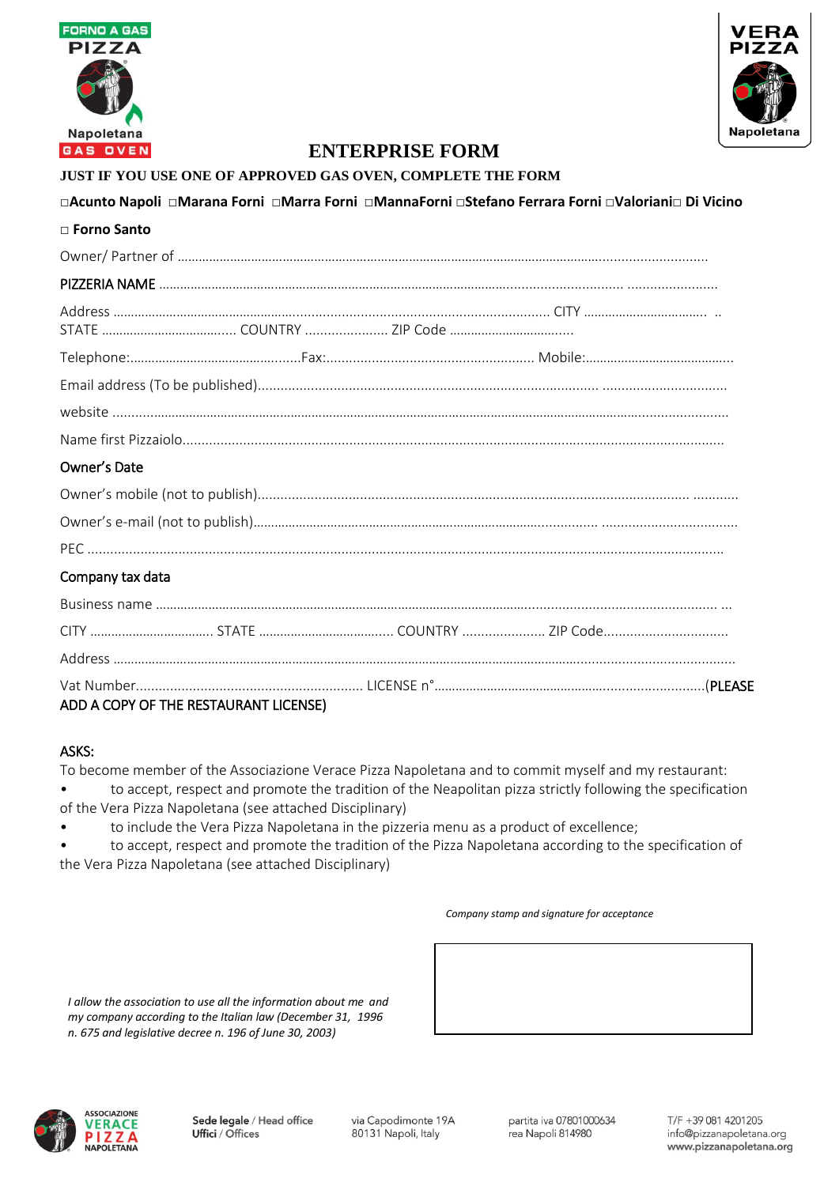# ENTERPRISE FORM

**JUST IF YOU USE ONE OF APPROVED GAS OVEN, COMPLETE THE FORM**

**□Acunto Napoli □Marana Forni □Marra Forni □MannaForni □Stefano Ferrara Forni □Valoriani□ Di Vicino**

**□ Forno Santo**

Owner/ Partner of ..........................................................................................................................................

PIZZERIA NAME ..........................................................................................................................................

Address ........................................................................................................... CITY ................................... ..
STATE ..................................... COUNTRY ...................... ZIP Code ..................................

Telephone:................................................Fax:....................................................... Mobile:..........................................

Email address (To be published)............................................................................................ ................................

website ..........................................................................................................................................................

Name first Pizzaiolo..........................................................................................................................................

Owner's Date

Owner's mobile (not to publish)................................................................................................................ ...........

Owner's e-mail (not to publish)........................................................................................... ...................................

PEC ..........................................................................................................................................................

Company tax data

Business name .......................................................................................................................................... ...

CITY ................................... STATE ..................................... COUNTRY ...................... ZIP Code.................................

Address ..........................................................................................................................................................

Vat Number............................................................ LICENSE n°...........................................................................(PLEASE ADD A COPY OF THE RESTAURANT LICENSE)

ASKS:

To become member of the Associazione Verace Pizza Napoletana and to commit myself and my restaurant:

- to accept, respect and promote the tradition of the Neapolitan pizza strictly following the specification of the Vera Pizza Napoletana (see attached Disciplinary)
- to include the Vera Pizza Napoletana in the pizzeria menu as a product of excellence;
- to accept, respect and promote the tradition of the Pizza Napoletana according to the specification of the Vera Pizza Napoletana (see attached Disciplinary)

*Company stamp and signature for acceptance*

*I allow the association to use all the information about me and my company according to the Italian law (December 31, 1996 n. 675 and legislative decree n. 196 of June 30, 2003)*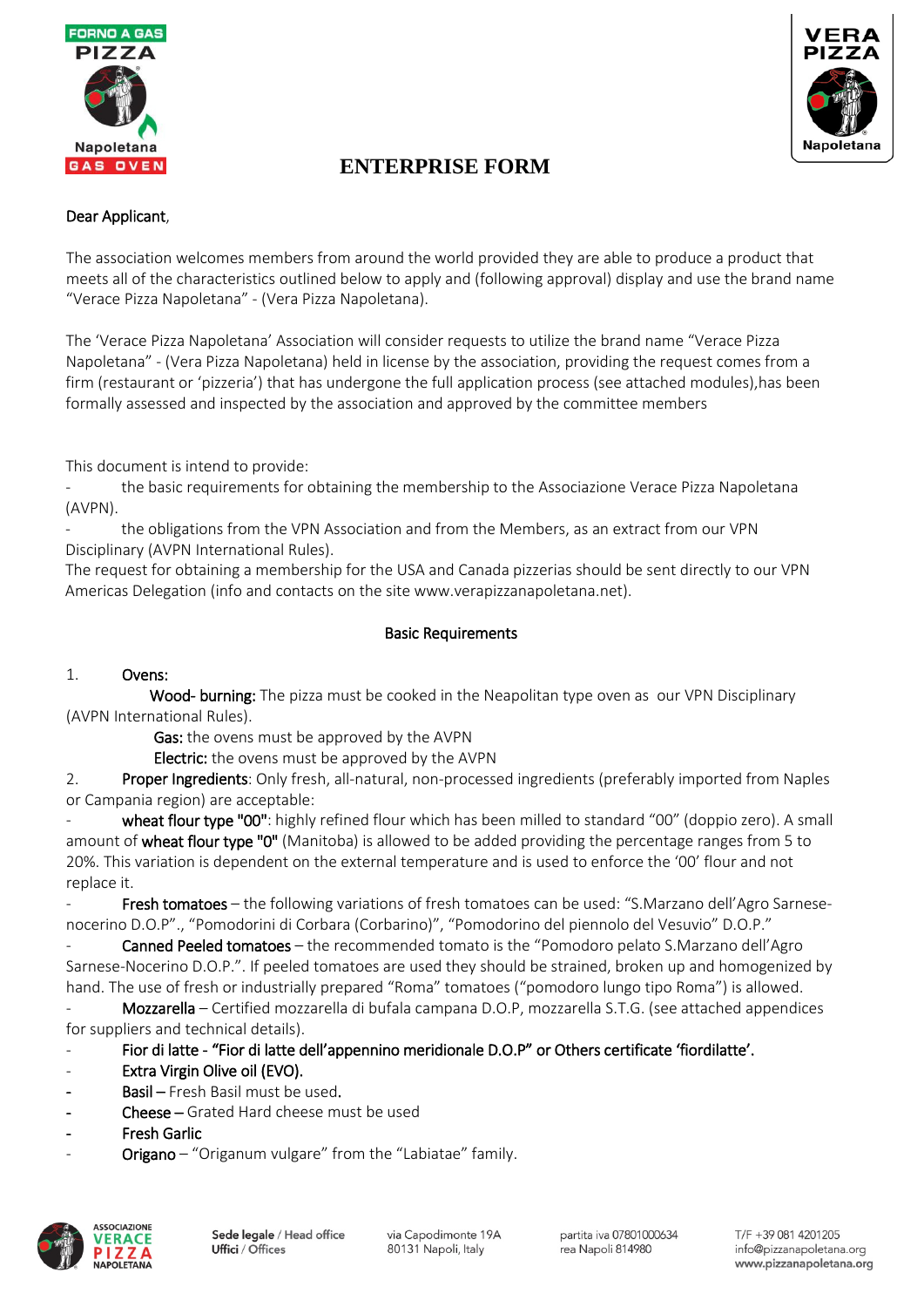# ENTERPRISE FORM

Dear Applicant,

The association welcomes members from around the world provided they are able to produce a product that meets all of the characteristics outlined below to apply and (following approval) display and use the brand name “Verace Pizza Napoletana” - (Vera Pizza Napoletana).

The ‘Verace Pizza Napoletana’ Association will consider requests to utilize the brand name “Verace Pizza Napoletana” - (Vera Pizza Napoletana) held in license by the association, providing the request comes from a firm (restaurant or ‘pizzeria’) that has undergone the full application process (see attached modules),has been formally assessed and inspected by the association and approved by the committee members

This document is intend to provide:

- the basic requirements for obtaining the membership to the Associazione Verace Pizza Napoletana (AVPN).
- the obligations from the VPN Association and from the Members, as an extract from our VPN Disciplinary (AVPN International Rules).

The request for obtaining a membership for the USA and Canada pizzerias should be sent directly to our VPN Americas Delegation (info and contacts on the site www.verapizzanapoletana.net).

## Basic Requirements

1. Ovens:

   Wood- burning: The pizza must be cooked in the Neapolitan type oven as our VPN Disciplinary (AVPN International Rules).

   Gas: the ovens must be approved by the AVPN

   Electric: the ovens must be approved by the AVPN

2. Proper Ingredients: Only fresh, all-natural, non-processed ingredients (preferably imported from Naples or Campania region) are acceptable:

- wheat flour type "00": highly refined flour which has been milled to standard “00” (doppio zero). A small amount of wheat flour type "0" (Manitoba) is allowed to be added providing the percentage ranges from 5 to 20%. This variation is dependent on the external temperature and is used to enforce the ‘00’ flour and not replace it.
- Fresh tomatoes – the following variations of fresh tomatoes can be used: “S.Marzano dell’Agro Sarnese-nocerino D.O.P”., “Pomodorini di Corbara (Corbarino)”, “Pomodorino del piennolo del Vesuvio” D.O.P.”
- Canned Peeled tomatoes – the recommended tomato is the “Pomodoro pelato S.Marzano dell’Agro Sarnese-Nocerino D.O.P.”. If peeled tomatoes are used they should be strained, broken up and homogenized by hand. The use of fresh or industrially prepared “Roma” tomatoes (“pomodoro lungo tipo Roma”) is allowed.
- Mozzarella – Certified mozzarella di bufala campana D.O.P, mozzarella S.T.G. (see attached appendices for suppliers and technical details).
- **Fior di latte - “Fior di latte dell’appennino meridionale D.O.P” or Others certificate ‘fiordilatte’.**
- **Extra Virgin Olive oil (EVO).**
- Basil – Fresh Basil must be used.
- Cheese – Grated Hard cheese must be used
- Fresh Garlic
- Origano – “Origanum vulgare” from the “Labiatae” family.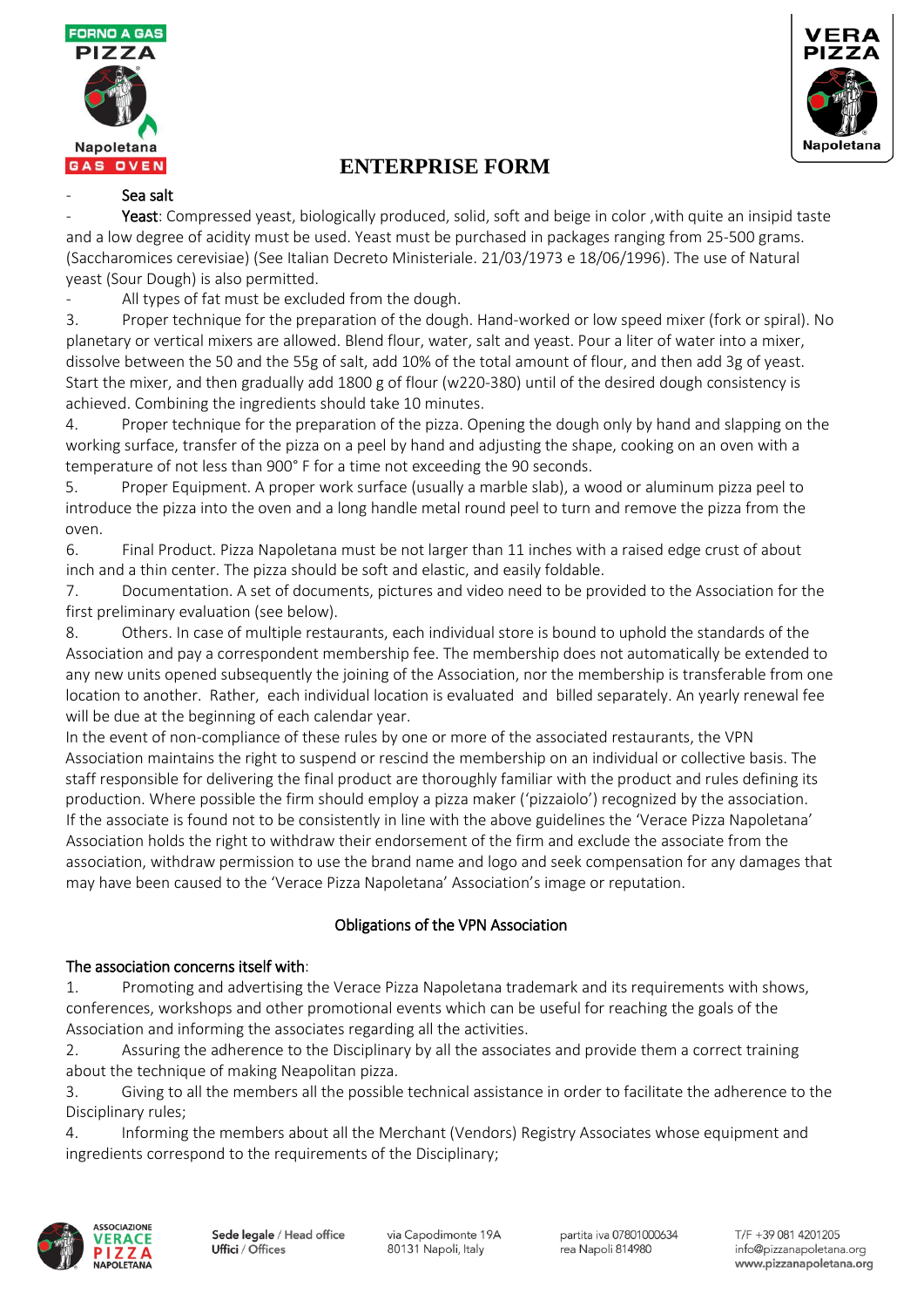# ENTERPRISE FORM

- Sea salt
- **Yeast**: Compressed yeast, biologically produced, solid, soft and beige in color ,with quite an insipid taste and a low degree of acidity must be used. Yeast must be purchased in packages ranging from 25-500 grams. (Saccharomices cerevisiae) (See Italian Decreto Ministeriale. 21/03/1973 e 18/06/1996). The use of Natural yeast (Sour Dough) is also permitted.
- All types of fat must be excluded from the dough.

3. Proper technique for the preparation of the dough. Hand-worked or low speed mixer (fork or spiral). No planetary or vertical mixers are allowed. Blend flour, water, salt and yeast. Pour a liter of water into a mixer, dissolve between the 50 and the 55g of salt, add 10% of the total amount of flour, and then add 3g of yeast. Start the mixer, and then gradually add 1800 g of flour (w220-380) until of the desired dough consistency is achieved. Combining the ingredients should take 10 minutes.
4. Proper technique for the preparation of the pizza. Opening the dough only by hand and slapping on the working surface, transfer of the pizza on a peel by hand and adjusting the shape, cooking on an oven with a temperature of not less than 900° F for a time not exceeding the 90 seconds.
5. Proper Equipment. A proper work surface (usually a marble slab), a wood or aluminum pizza peel to introduce the pizza into the oven and a long handle metal round peel to turn and remove the pizza from the oven.
6. Final Product. Pizza Napoletana must be not larger than 11 inches with a raised edge crust of about inch and a thin center. The pizza should be soft and elastic, and easily foldable.
7. Documentation. A set of documents, pictures and video need to be provided to the Association for the first preliminary evaluation (see below).
8. Others. In case of multiple restaurants, each individual store is bound to uphold the standards of the Association and pay a correspondent membership fee. The membership does not automatically be extended to any new units opened subsequently the joining of the Association, nor the membership is transferable from one location to another. Rather, each individual location is evaluated and billed separately. An yearly renewal fee will be due at the beginning of each calendar year.

In the event of non-compliance of these rules by one or more of the associated restaurants, the VPN Association maintains the right to suspend or rescind the membership on an individual or collective basis. The staff responsible for delivering the final product are thoroughly familiar with the product and rules defining its production. Where possible the firm should employ a pizza maker ('pizzaiolo') recognized by the association.
If the associate is found not to be consistently in line with the above guidelines the 'Verace Pizza Napoletana' Association holds the right to withdraw their endorsement of the firm and exclude the associate from the association, withdraw permission to use the brand name and logo and seek compensation for any damages that may have been caused to the 'Verace Pizza Napoletana' Association's image or reputation.

## Obligations of the VPN Association

The association concerns itself with:

1. Promoting and advertising the Verace Pizza Napoletana trademark and its requirements with shows, conferences, workshops and other promotional events which can be useful for reaching the goals of the Association and informing the associates regarding all the activities.
2. Assuring the adherence to the Disciplinary by all the associates and provide them a correct training about the technique of making Neapolitan pizza.
3. Giving to all the members all the possible technical assistance in order to facilitate the adherence to the Disciplinary rules;
4. Informing the members about all the Merchant (Vendors) Registry Associates whose equipment and ingredients correspond to the requirements of the Disciplinary;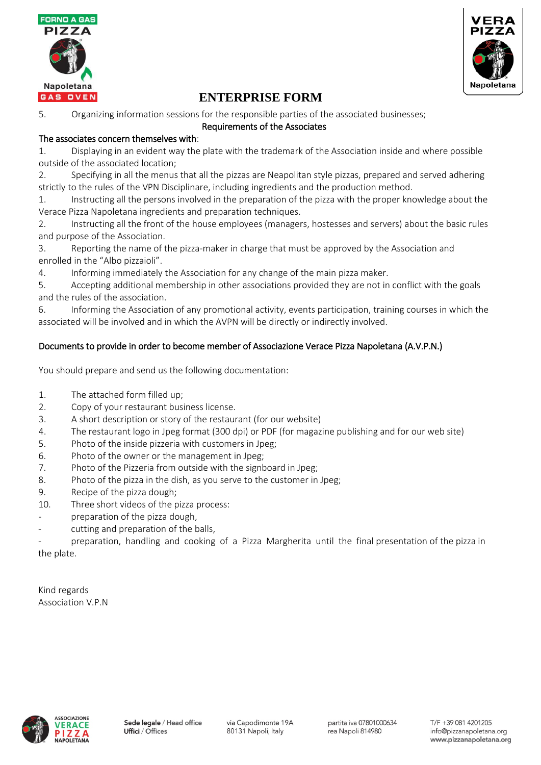# ENTERPRISE FORM

5. Organizing information sessions for the responsible parties of the associated businesses;

Requirements of the Associates

The associates concern themselves with:

1. Displaying in an evident way the plate with the trademark of the Association inside and where possible outside of the associated location;
2. Specifying in all the menus that all the pizzas are Neapolitan style pizzas, prepared and served adhering strictly to the rules of the VPN Disciplinare, including ingredients and the production method.
1. Instructing all the persons involved in the preparation of the pizza with the proper knowledge about the Verace Pizza Napoletana ingredients and preparation techniques.
2. Instructing all the front of the house employees (managers, hostesses and servers) about the basic rules and purpose of the Association.
3. Reporting the name of the pizza-maker in charge that must be approved by the Association and enrolled in the "Albo pizzaioli".
4. Informing immediately the Association for any change of the main pizza maker.
5. Accepting additional membership in other associations provided they are not in conflict with the goals and the rules of the association.
6. Informing the Association of any promotional activity, events participation, training courses in which the associated will be involved and in which the AVPN will be directly or indirectly involved.

Documents to provide in order to become member of Associazione Verace Pizza Napoletana (A.V.P.N.)

You should prepare and send us the following documentation:

1. The attached form filled up;
2. Copy of your restaurant business license.
3. A short description or story of the restaurant (for our website)
4. The restaurant logo in Jpeg format (300 dpi) or PDF (for magazine publishing and for our web site)
5. Photo of the inside pizzeria with customers in Jpeg;
6. Photo of the owner or the management in Jpeg;
7. Photo of the Pizzeria from outside with the signboard in Jpeg;
8. Photo of the pizza in the dish, as you serve to the customer in Jpeg;
9. Recipe of the pizza dough;
10. Three short videos of the pizza process:
   - preparation of the pizza dough,
   - cutting and preparation of the balls,
   - preparation, handling and cooking of a Pizza Margherita until the final presentation of the pizza in the plate.

Kind regards
Association V.P.N